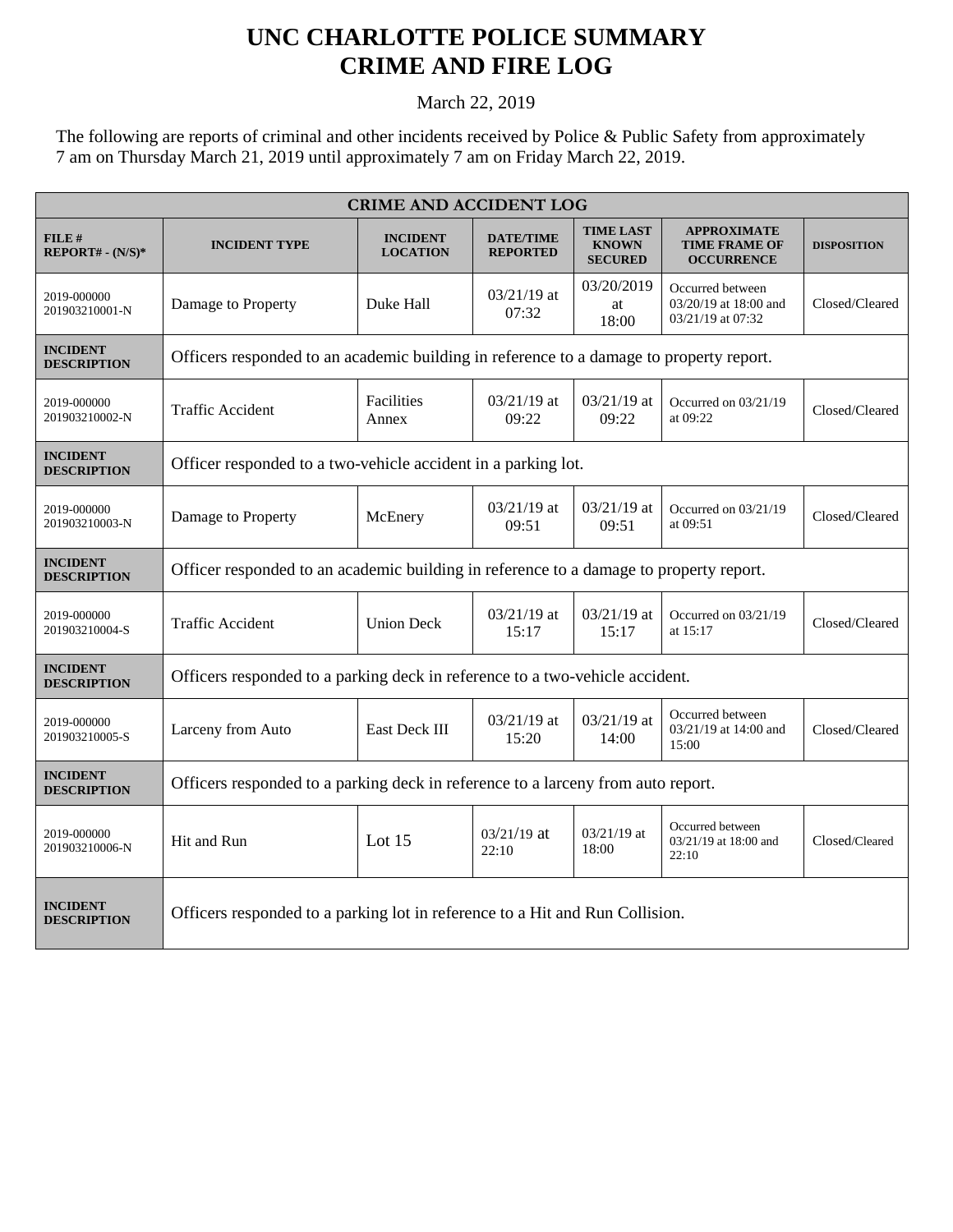# UNC CHARLOTTE POLICE SUMMARY
# CRIME AND FIRE LOG

March 22, 2019

The following are reports of criminal and other incidents received by Police & Public Safety from approximately 7 am on Thursday March 21, 2019 until approximately 7 am on Friday March 22, 2019.

| CRIME AND ACCIDENT LOG | | | | | | |
|---|---|---|---|---|---|---|
| **FILE # REPORT# - (N/S)*** | **INCIDENT TYPE** | **INCIDENT LOCATION** | **DATE/TIME REPORTED** | **TIME LAST KNOWN SECURED** | **APPROXIMATE TIME FRAME OF OCCURRENCE** | **DISPOSITION** |
| 2019-000000 201903210001-N | Damage to Property | Duke Hall | 03/21/19 at 07:32 | 03/20/2019 at 18:00 | Occurred between 03/20/19 at 18:00 and 03/21/19 at 07:32 | Closed/Cleared |
| **INCIDENT DESCRIPTION** | Officers responded to an academic building in reference to a damage to property report. | | | | | |
| 2019-000000 201903210002-N | Traffic Accident | Facilities Annex | 03/21/19 at 09:22 | 03/21/19 at 09:22 | Occurred on 03/21/19 at 09:22 | Closed/Cleared |
| **INCIDENT DESCRIPTION** | Officer responded to a two-vehicle accident in a parking lot. | | | | | |
| 2019-000000 201903210003-N | Damage to Property | McEnery | 03/21/19 at 09:51 | 03/21/19 at 09:51 | Occurred on 03/21/19 at 09:51 | Closed/Cleared |
| **INCIDENT DESCRIPTION** | Officer responded to an academic building in reference to a damage to property report. | | | | | |
| 2019-000000 201903210004-S | Traffic Accident | Union Deck | 03/21/19 at 15:17 | 03/21/19 at 15:17 | Occurred on 03/21/19 at 15:17 | Closed/Cleared |
| **INCIDENT DESCRIPTION** | Officers responded to a parking deck in reference to a two-vehicle accident. | | | | | |
| 2019-000000 201903210005-S | Larceny from Auto | East Deck III | 03/21/19 at 15:20 | 03/21/19 at 14:00 | Occurred between 03/21/19 at 14:00 and 15:00 | Closed/Cleared |
| **INCIDENT DESCRIPTION** | Officers responded to a parking deck in reference to a larceny from auto report. | | | | | |
| 2019-000000 201903210006-N | Hit and Run | Lot 15 | 03/21/19 at 22:10 | 03/21/19 at 18:00 | Occurred between 03/21/19 at 18:00 and 22:10 | Closed/Cleared |
| **INCIDENT DESCRIPTION** | Officers responded to a parking lot in reference to a Hit and Run Collision. | | | | | |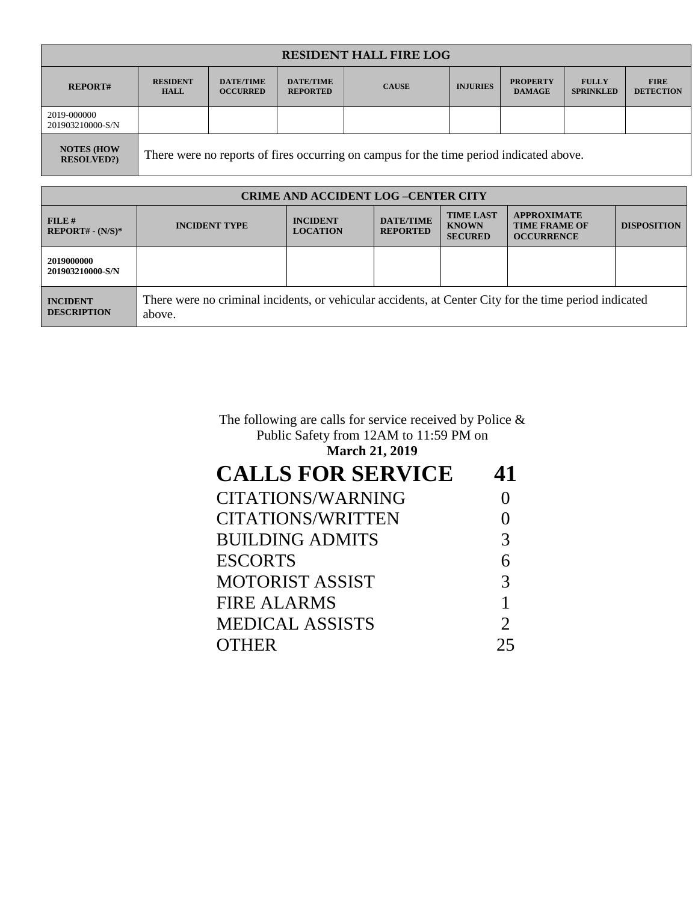| RESIDENT HALL FIRE LOG | | | | | | | | |
|---|---|---|---|---|---|---|---|---|
| REPORT# | RESIDENT HALL | DATE/TIME OCCURRED | DATE/TIME REPORTED | CAUSE | INJURIES | PROPERTY DAMAGE | FULLY SPRINKLED | FIRE DETECTION |
| 2019-000000 201903210000-S/N | | | | | | | | |
| NOTES (HOW RESOLVED?) | There were no reports of fires occurring on campus for the time period indicated above. | | | | | | | |

| CRIME AND ACCIDENT LOG –CENTER CITY | | | | | | |
|---|---|---|---|---|---|---|
| FILE # REPORT# - (N/S)* | INCIDENT TYPE | INCIDENT LOCATION | DATE/TIME REPORTED | TIME LAST KNOWN SECURED | APPROXIMATE TIME FRAME OF OCCURRENCE | DISPOSITION |
| 2019000000 201903210000-S/N | | | | | | |
| INCIDENT DESCRIPTION | There were no criminal incidents, or vehicular accidents, at Center City for the time period indicated above. | | | | | |

The following are calls for service received by Police & Public Safety from 12AM to 11:59 PM on
**March 21, 2019**

| | |
|---|---|
| **CALLS FOR SERVICE** | **41** |
| CITATIONS/WARNING | 0 |
| CITATIONS/WRITTEN | 0 |
| BUILDING ADMITS | 3 |
| ESCORTS | 6 |
| MOTORIST ASSIST | 3 |
| FIRE ALARMS | 1 |
| MEDICAL ASSISTS | 2 |
| OTHER | 25 |